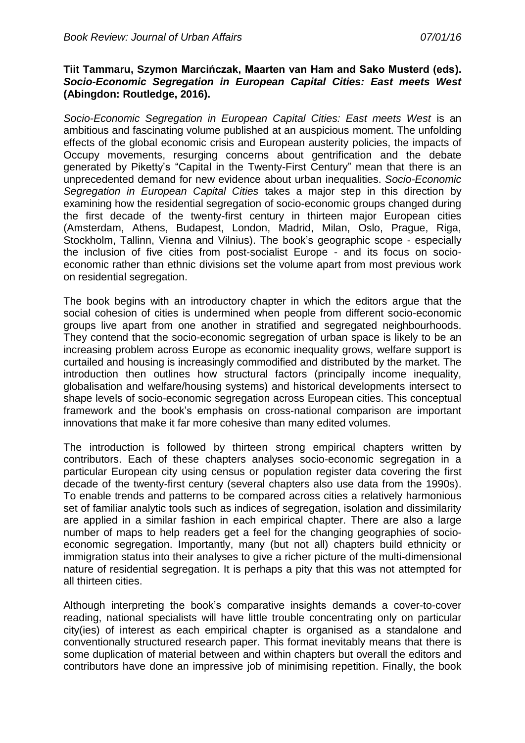**Tiit Tammaru, Szymon Marcińczak, Maarten van Ham and Sako Musterd (eds).** ***Socio-Economic Segregation in European Capital Cities: East meets West*** **(Abingdon: Routledge, 2016).**

*Socio-Economic Segregation in European Capital Cities: East meets West* is an ambitious and fascinating volume published at an auspicious moment. The unfolding effects of the global economic crisis and European austerity policies, the impacts of Occupy movements, resurging concerns about gentrification and the debate generated by Piketty's "Capital in the Twenty-First Century" mean that there is an unprecedented demand for new evidence about urban inequalities. *Socio-Economic Segregation in European Capital Cities* takes a major step in this direction by examining how the residential segregation of socio-economic groups changed during the first decade of the twenty-first century in thirteen major European cities (Amsterdam, Athens, Budapest, London, Madrid, Milan, Oslo, Prague, Riga, Stockholm, Tallinn, Vienna and Vilnius). The book's geographic scope - especially the inclusion of five cities from post-socialist Europe - and its focus on socio-economic rather than ethnic divisions set the volume apart from most previous work on residential segregation.

The book begins with an introductory chapter in which the editors argue that the social cohesion of cities is undermined when people from different socio-economic groups live apart from one another in stratified and segregated neighbourhoods. They contend that the socio-economic segregation of urban space is likely to be an increasing problem across Europe as economic inequality grows, welfare support is curtailed and housing is increasingly commodified and distributed by the market. The introduction then outlines how structural factors (principally income inequality, globalisation and welfare/housing systems) and historical developments intersect to shape levels of socio-economic segregation across European cities. This conceptual framework and the book's emphasis on cross-national comparison are important innovations that make it far more cohesive than many edited volumes.

The introduction is followed by thirteen strong empirical chapters written by contributors. Each of these chapters analyses socio-economic segregation in a particular European city using census or population register data covering the first decade of the twenty-first century (several chapters also use data from the 1990s). To enable trends and patterns to be compared across cities a relatively harmonious set of familiar analytic tools such as indices of segregation, isolation and dissimilarity are applied in a similar fashion in each empirical chapter. There are also a large number of maps to help readers get a feel for the changing geographies of socio-economic segregation. Importantly, many (but not all) chapters build ethnicity or immigration status into their analyses to give a richer picture of the multi-dimensional nature of residential segregation. It is perhaps a pity that this was not attempted for all thirteen cities.

Although interpreting the book's comparative insights demands a cover-to-cover reading, national specialists will have little trouble concentrating only on particular city(ies) of interest as each empirical chapter is organised as a standalone and conventionally structured research paper. This format inevitably means that there is some duplication of material between and within chapters but overall the editors and contributors have done an impressive job of minimising repetition. Finally, the book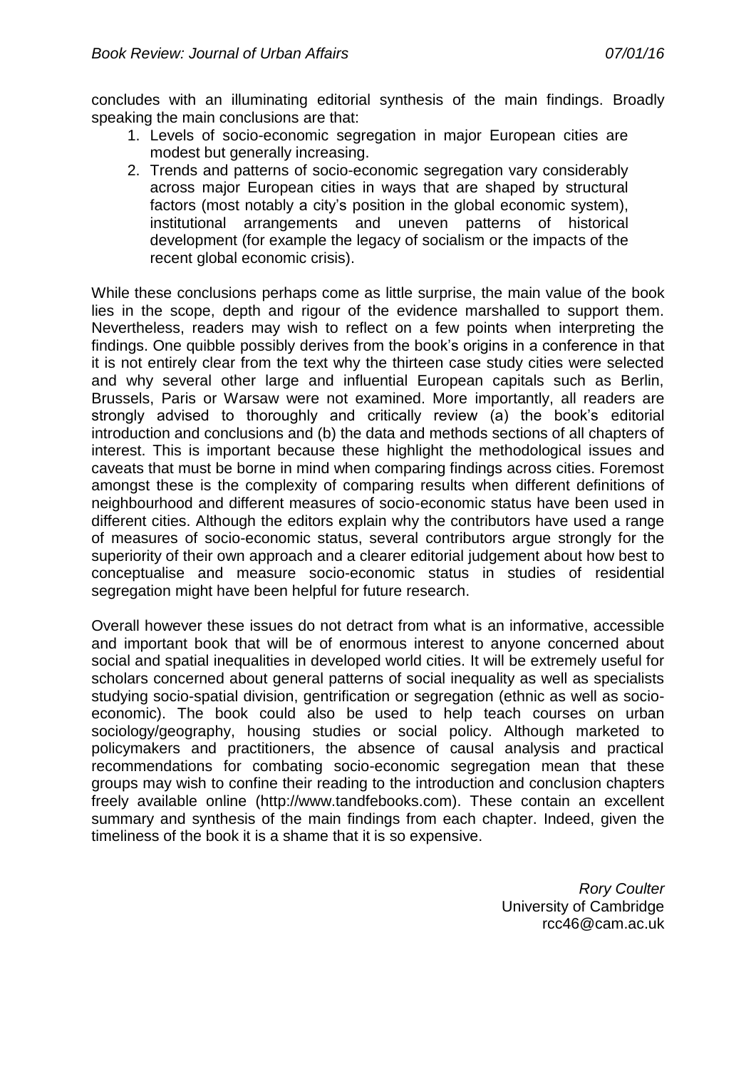concludes with an illuminating editorial synthesis of the main findings. Broadly speaking the main conclusions are that:

1. Levels of socio-economic segregation in major European cities are modest but generally increasing.
2. Trends and patterns of socio-economic segregation vary considerably across major European cities in ways that are shaped by structural factors (most notably a city's position in the global economic system), institutional arrangements and uneven patterns of historical development (for example the legacy of socialism or the impacts of the recent global economic crisis).

While these conclusions perhaps come as little surprise, the main value of the book lies in the scope, depth and rigour of the evidence marshalled to support them. Nevertheless, readers may wish to reflect on a few points when interpreting the findings. One quibble possibly derives from the book's origins in a conference in that it is not entirely clear from the text why the thirteen case study cities were selected and why several other large and influential European capitals such as Berlin, Brussels, Paris or Warsaw were not examined. More importantly, all readers are strongly advised to thoroughly and critically review (a) the book's editorial introduction and conclusions and (b) the data and methods sections of all chapters of interest. This is important because these highlight the methodological issues and caveats that must be borne in mind when comparing findings across cities. Foremost amongst these is the complexity of comparing results when different definitions of neighbourhood and different measures of socio-economic status have been used in different cities. Although the editors explain why the contributors have used a range of measures of socio-economic status, several contributors argue strongly for the superiority of their own approach and a clearer editorial judgement about how best to conceptualise and measure socio-economic status in studies of residential segregation might have been helpful for future research.

Overall however these issues do not detract from what is an informative, accessible and important book that will be of enormous interest to anyone concerned about social and spatial inequalities in developed world cities. It will be extremely useful for scholars concerned about general patterns of social inequality as well as specialists studying socio-spatial division, gentrification or segregation (ethnic as well as socio-economic). The book could also be used to help teach courses on urban sociology/geography, housing studies or social policy. Although marketed to policymakers and practitioners, the absence of causal analysis and practical recommendations for combating socio-economic segregation mean that these groups may wish to confine their reading to the introduction and conclusion chapters freely available online (http://www.tandfebooks.com). These contain an excellent summary and synthesis of the main findings from each chapter. Indeed, given the timeliness of the book it is a shame that it is so expensive.

*Rory Coulter*
University of Cambridge
rcc46@cam.ac.uk